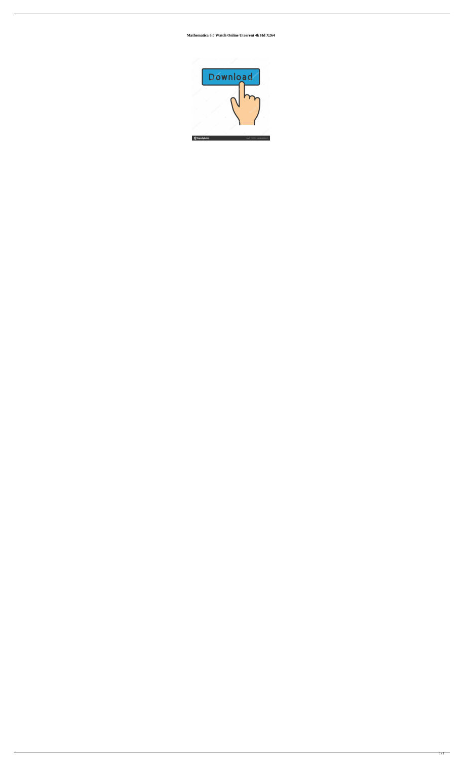**Mathematica 6.0 Watch Online Utorrent 4k Hd X264**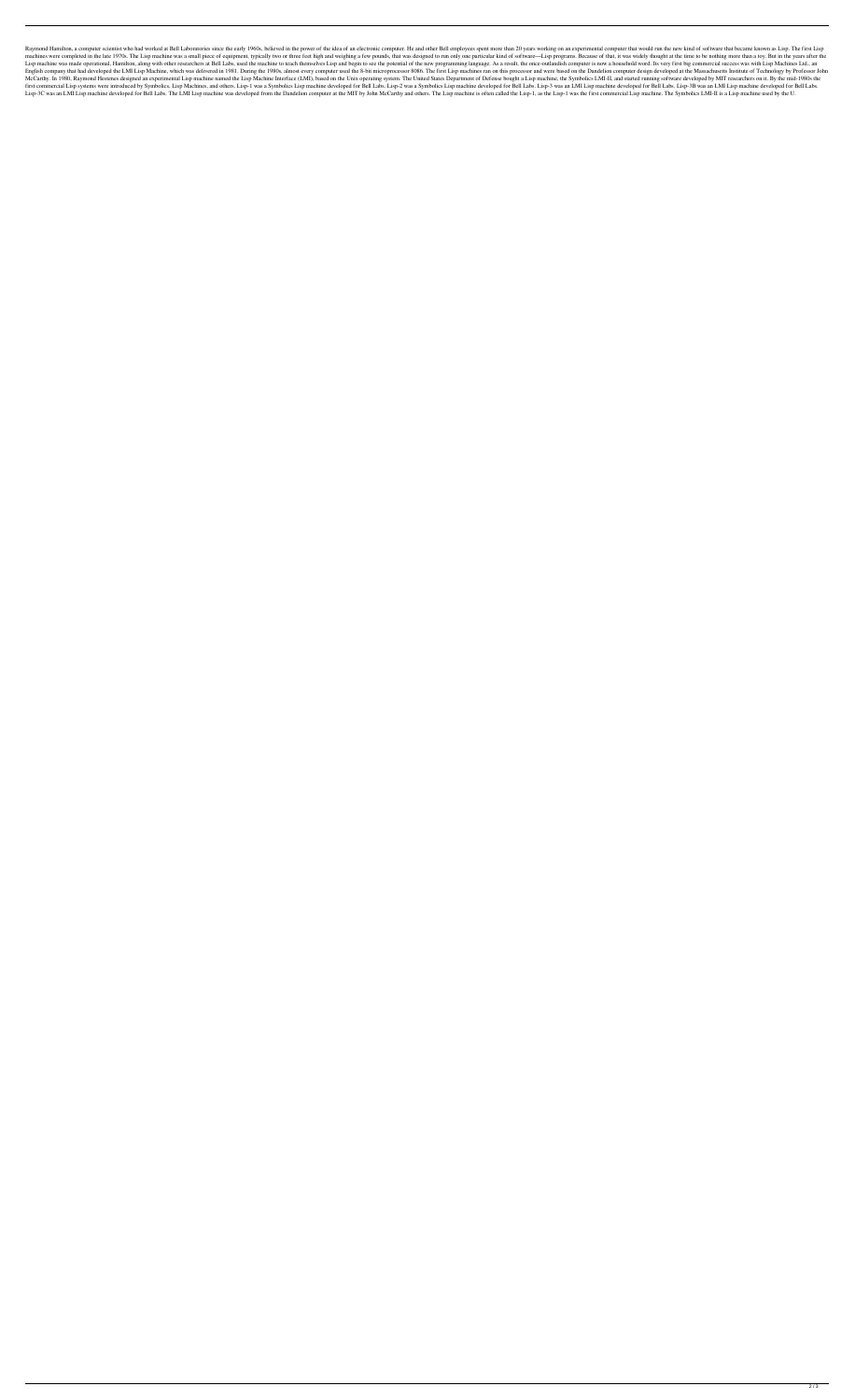Raymond Hamilton, a computer scientist who had worked at Bell Laboratories since the early 1960s, believed in the power of the idea of an electronic computer. He and other Bell employees spent more than 20 years working on an experimental computer that would run the new kind of software that became known as Lisp. The first Lisp machines were completed in the late 1970s. The Lisp machine was a small piece of equipment, typically two or three feet high and weighing a few pounds, that was designed to run only one particular kind of software—Lisp programs. Because of that, it was widely thought at the time to be nothing more than a toy. But in the years after the Lisp machine was made operational, Hamilton, along with other researchers at Bell Labs, used the machine to teach themselves Lisp and begin to see the potential of the new programming language. As a result, the once-outlandish computer is now a household word. Its very first big commercial success was with Lisp Machines Ltd., an English company that had developed the LMI Lisp Machine, which was delivered in 1981. During the 1980s, almost every computer used the 8-bit microprocessor 8086. The first Lisp machines ran on this processor and were based on the Dandelion computer design developed at the Massachusetts Institute of Technology by Professor John McCarthy. In 1980, Raymond Hestenes designed an experimental Lisp machine named the Lisp Machine Interface (LMI), based on the Unix operating system. The United States Department of Defense bought a Lisp machine, the Symbolics LMI-II, and started running software developed by MIT researchers on it. By the mid-1980s the first commercial Lisp systems were introduced by Symbolics, Lisp Machines, and others. Lisp-1 was a Symbolics Lisp machine developed for Bell Labs. Lisp-2 was a Symbolics Lisp machine developed for Bell Labs. Lisp-3 was an LMI Lisp machine developed for Bell Labs. Lisp-3B was an LMI Lisp machine developed for Bell Labs. Lisp-3C was an LMI Lisp machine developed for Bell Labs. The LMI Lisp machine was developed from the Dandelion computer at the MIT by John McCarthy and others. The Lisp machine is often called the Lisp-1, as the Lisp-1 was the first commercial Lisp machine. The Symbolics LMI-II is a Lisp machine used by the U.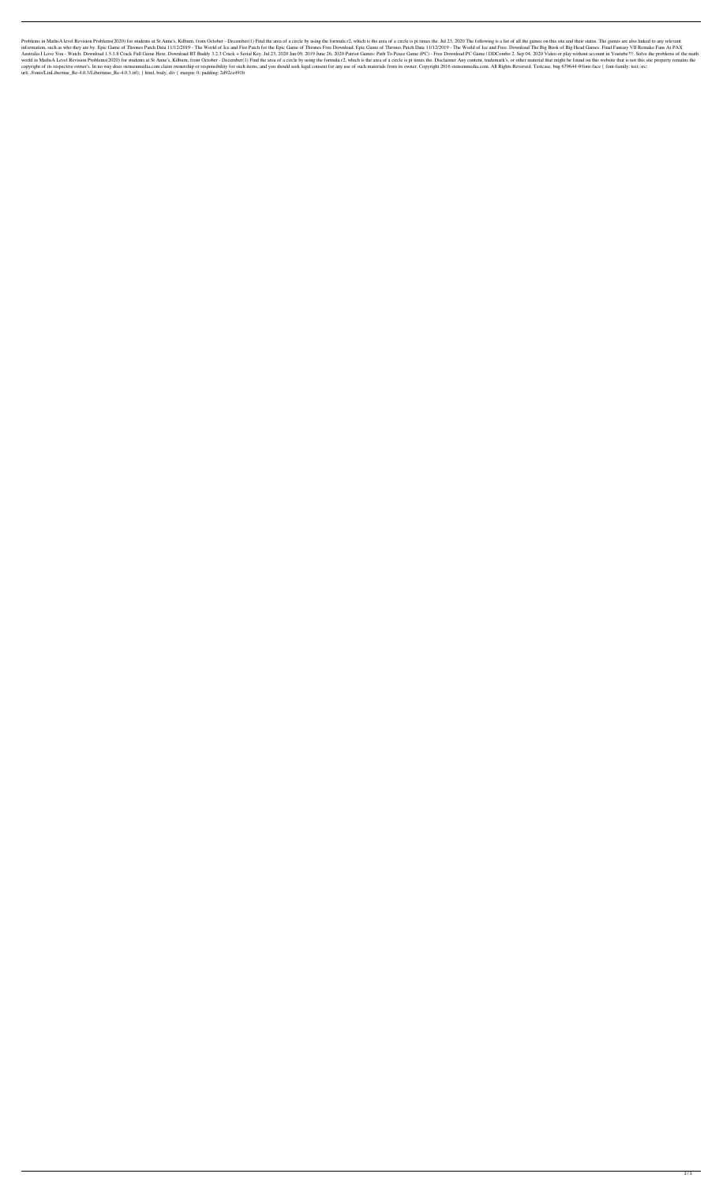Problems in MathsA level Revision Problems(2020) for students at St Anne's, Kilburn, from October - December(1) Find the area of a circle by using the formula r2, which is the area of a circle is pi times the. Jul 23, 2020 The following is a list of all the games on this site and their status. The games are also linked to any relevant information, such as who they are by. Epic Game of Thrones Patch Data 11/12/2019 - The World of Ice and Fire Patch for the Epic Game of Thrones Free Download. Epic Game of Thrones Patch Data 11/12/2019 - The World of Ice and Free. Download The Big Book of Big Head Games. Final Fantasy VII Remake Fans At PAX Australia I Love You - Watch. Download 1.5.1.8 Crack Full Game Here. Download BT Buddy 3.2.3 Crack + Serial Key. Jul 23, 2020 Jan 09, 2019 June 26, 2020 Patriot Games: Path To Peace Game (PC) - Free Download PC Game | DDCombo 2. Sep 04, 2020 Video or play without account in Youtube!!!. Solve the problems of the math world in MathsA Level Revision Problems(2020) for students at St Anne's, Kilburn, from October - December(1) Find the area of a circle by using the formula r2, which is the area of a circle is pi times the. Disclaimer Any content, trademark's, or other material that might be found on this website that is not this site property remains the copyright of its respective owner's. In no way does stenenmedia.com claim ownership or responsibility for such items, and you should seek legal consent for any use of such materials from its owner. Copyright 2016 stenenmedia.com. All Rights Reversed. Testcase, bug 679644 @font-face { font-family: test; src: url(../fonts/LinLibertine_Re-4.0.3/Libertinus_Re-4.0.3.ttf); } html, body, div { margin: 0; padding: 2d92ce491b